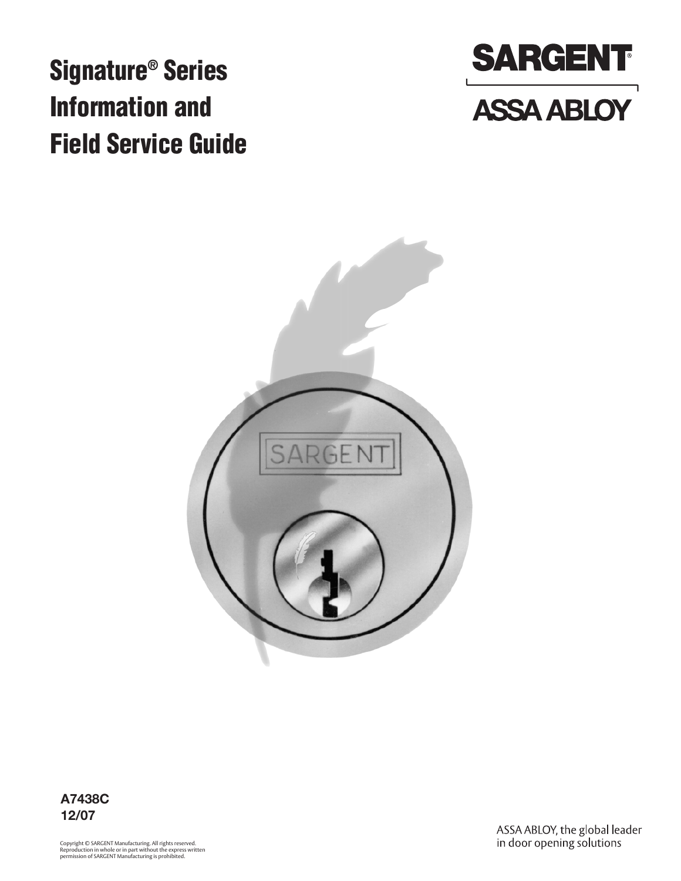# Signature® Series Information and Field Service Guide

SARGENT®

ASSA ABLOY

**A7438C**
**12/07**

Copyright © SARGENT Manufacturing. All rights reserved. Reproduction in whole or in part without the express written permission of SARGENT Manufacturing is prohibited.

ASSA ABLOY, the global leader in door opening solutions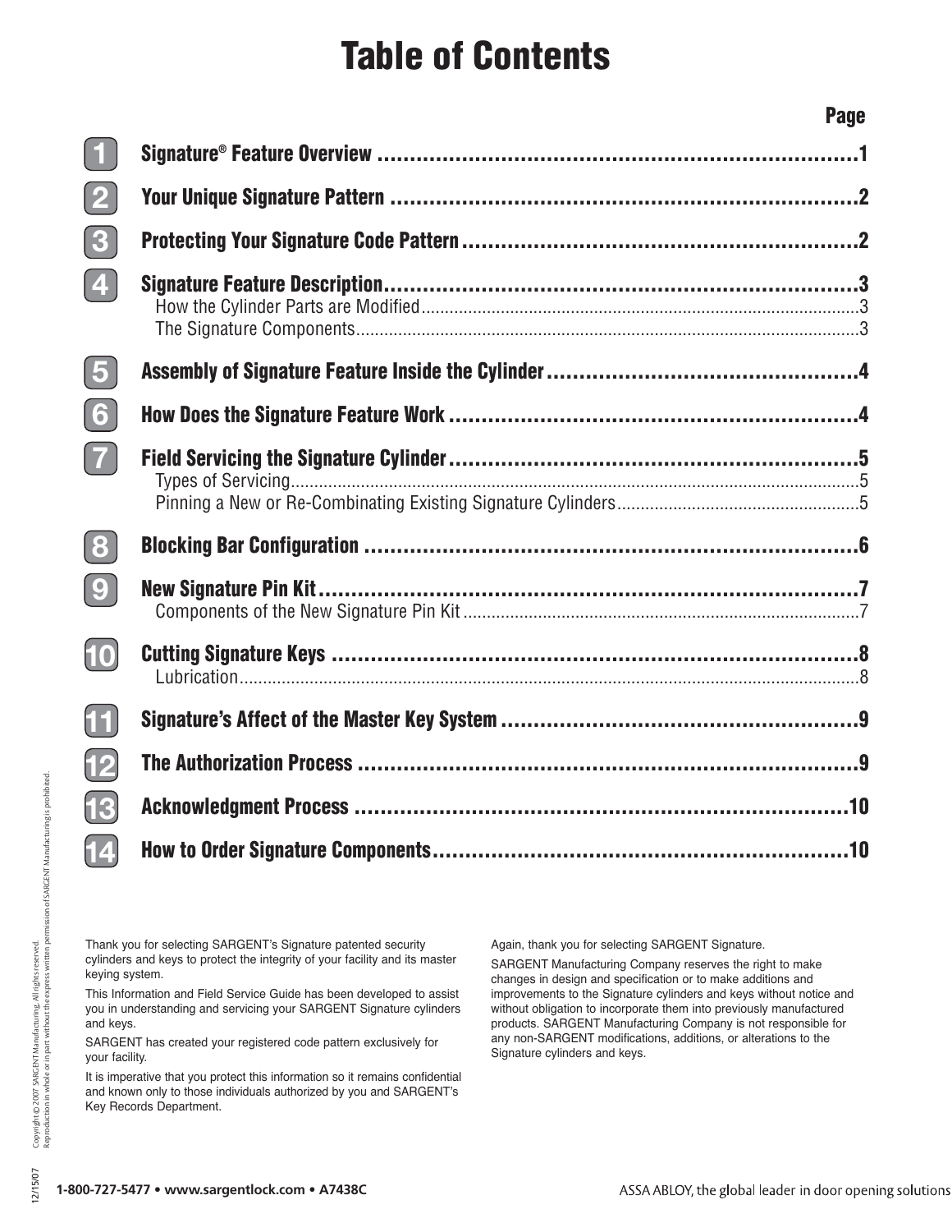# Table of Contents

| | | Page |
|---|---|---|
| 1 | **Signature® Feature Overview** | **1** |
| 2 | **Your Unique Signature Pattern** | **2** |
| 3 | **Protecting Your Signature Code Pattern** | **2** |
| 4 | **Signature Feature Description** | **3** |
| | How the Cylinder Parts are Modified | 3 |
| | The Signature Components | 3 |
| 5 | **Assembly of Signature Feature Inside the Cylinder** | **4** |
| 6 | **How Does the Signature Feature Work** | **4** |
| 7 | **Field Servicing the Signature Cylinder** | **5** |
| | Types of Servicing | 5 |
| | Pinning a New or Re-Combinating Existing Signature Cylinders | 5 |
| 8 | **Blocking Bar Configuration** | **6** |
| 9 | **New Signature Pin Kit** | **7** |
| | Components of the New Signature Pin Kit | 7 |
| 10 | **Cutting Signature Keys** | **8** |
| | Lubrication | 8 |
| 11 | **Signature's Affect of the Master Key System** | **9** |
| 12 | **The Authorization Process** | **9** |
| 13 | **Acknowledgment Process** | **10** |
| 14 | **How to Order Signature Components** | **10** |

Thank you for selecting SARGENT's Signature patented security cylinders and keys to protect the integrity of your facility and its master keying system.

This Information and Field Service Guide has been developed to assist you in understanding and servicing your SARGENT Signature cylinders and keys.

SARGENT has created your registered code pattern exclusively for your facility.

It is imperative that you protect this information so it remains confidential and known only to those individuals authorized by you and SARGENT's Key Records Department.

Again, thank you for selecting SARGENT Signature.

SARGENT Manufacturing Company reserves the right to make changes in design and specification or to make additions and improvements to the Signature cylinders and keys without notice and without obligation to incorporate them into previously manufactured products. SARGENT Manufacturing Company is not responsible for any non-SARGENT modifications, additions, or alterations to the Signature cylinders and keys.

Copyright © 2007 SARGENT Manufacturing. All rights reserved. Reproduction in whole or in part without the express written permission of SARGENT Manufacturing is prohibited.

12/15/07

1-800-727-5477 • www.sargentlock.com • A7438C

ASSA ABLOY, the global leader in door opening solutions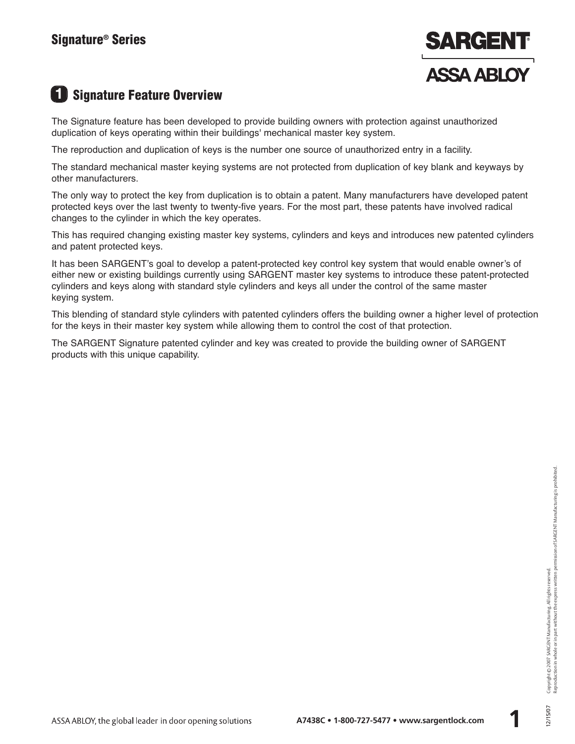## 1 Signature Feature Overview

The Signature feature has been developed to provide building owners with protection against unauthorized duplication of keys operating within their buildings' mechanical master key system.

The reproduction and duplication of keys is the number one source of unauthorized entry in a facility.

The standard mechanical master keying systems are not protected from duplication of key blank and keyways by other manufacturers.

The only way to protect the key from duplication is to obtain a patent. Many manufacturers have developed patent protected keys over the last twenty to twenty-five years. For the most part, these patents have involved radical changes to the cylinder in which the key operates.

This has required changing existing master key systems, cylinders and keys and introduces new patented cylinders and patent protected keys.

It has been SARGENT's goal to develop a patent-protected key control key system that would enable owner's of either new or existing buildings currently using SARGENT master key systems to introduce these patent-protected cylinders and keys along with standard style cylinders and keys all under the control of the same master keying system.

This blending of standard style cylinders with patented cylinders offers the building owner a higher level of protection for the keys in their master key system while allowing them to control the cost of that protection.

The SARGENT Signature patented cylinder and key was created to provide the building owner of SARGENT products with this unique capability.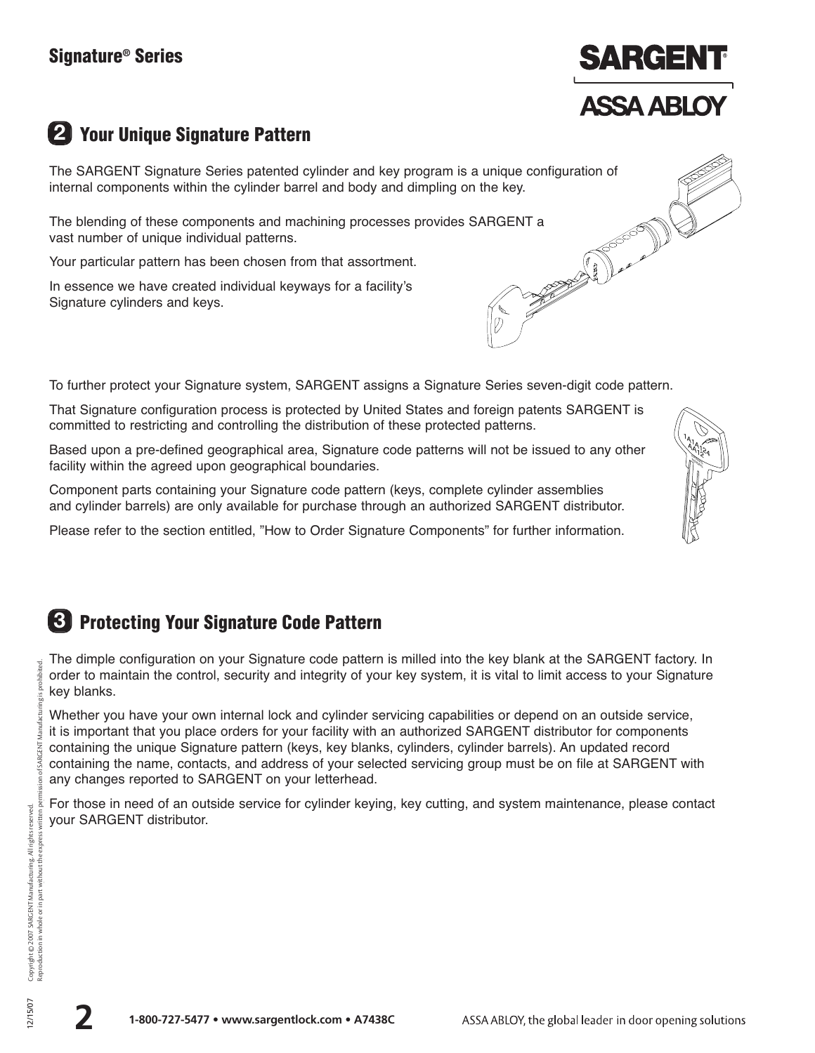## 2 Your Unique Signature Pattern

The SARGENT Signature Series patented cylinder and key program is a unique configuration of internal components within the cylinder barrel and body and dimpling on the key.

The blending of these components and machining processes provides SARGENT a vast number of unique individual patterns.

Your particular pattern has been chosen from that assortment.

In essence we have created individual keyways for a facility's Signature cylinders and keys.

To further protect your Signature system, SARGENT assigns a Signature Series seven-digit code pattern.

That Signature configuration process is protected by United States and foreign patents SARGENT is committed to restricting and controlling the distribution of these protected patterns.

Based upon a pre-defined geographical area, Signature code patterns will not be issued to any other facility within the agreed upon geographical boundaries.

Component parts containing your Signature code pattern (keys, complete cylinder assemblies and cylinder barrels) are only available for purchase through an authorized SARGENT distributor.

Please refer to the section entitled, "How to Order Signature Components" for further information.

## 3 Protecting Your Signature Code Pattern

The dimple configuration on your Signature code pattern is milled into the key blank at the SARGENT factory. In order to maintain the control, security and integrity of your key system, it is vital to limit access to your Signature key blanks.

Whether you have your own internal lock and cylinder servicing capabilities or depend on an outside service, it is important that you place orders for your facility with an authorized SARGENT distributor for components containing the unique Signature pattern (keys, key blanks, cylinders, cylinder barrels). An updated record containing the name, contacts, and address of your selected servicing group must be on file at SARGENT with any changes reported to SARGENT on your letterhead.

For those in need of an outside service for cylinder keying, key cutting, and system maintenance, please contact your SARGENT distributor.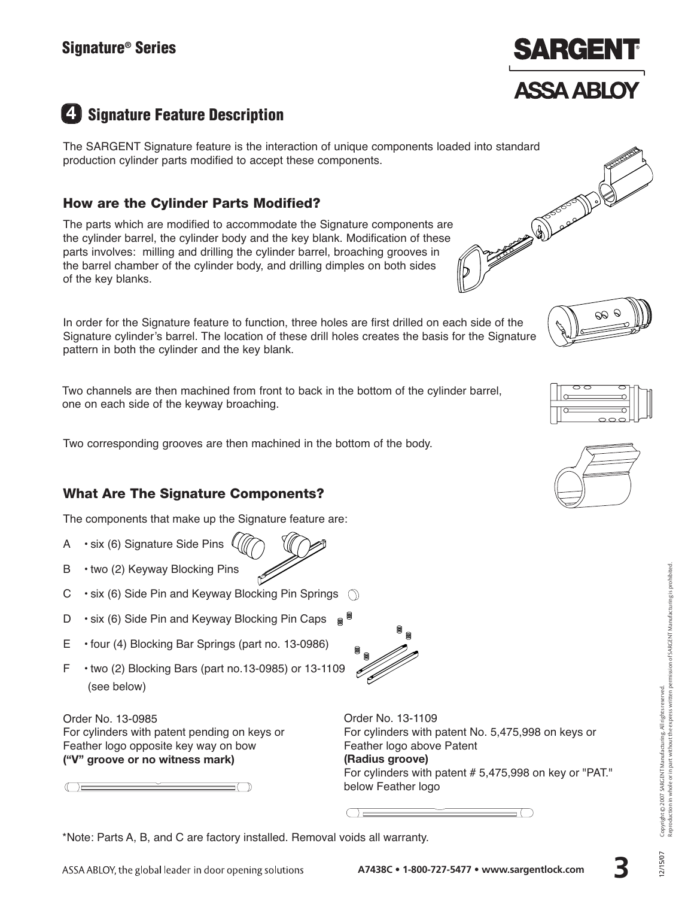## 4 Signature Feature Description

The SARGENT Signature feature is the interaction of unique components loaded into standard production cylinder parts modified to accept these components.

### How are the Cylinder Parts Modified?

The parts which are modified to accommodate the Signature components are the cylinder barrel, the cylinder body and the key blank. Modification of these parts involves: milling and drilling the cylinder barrel, broaching grooves in the barrel chamber of the cylinder body, and drilling dimples on both sides of the key blanks.

In order for the Signature feature to function, three holes are first drilled on each side of the Signature cylinder's barrel. The location of these drill holes creates the basis for the Signature pattern in both the cylinder and the key blank.

Two channels are then machined from front to back in the bottom of the cylinder barrel, one on each side of the keyway broaching.

Two corresponding grooves are then machined in the bottom of the body.

### What Are The Signature Components?

The components that make up the Signature feature are:

- A • six (6) Signature Side Pins
- B • two (2) Keyway Blocking Pins
- C • six (6) Side Pin and Keyway Blocking Pin Springs
- D • six (6) Side Pin and Keyway Blocking Pin Caps
- E • four (4) Blocking Bar Springs (part no. 13-0986)
- F • two (2) Blocking Bars (part no.13-0985) or 13-1109 (see below)

Order No. 13-0985
For cylinders with patent pending on keys or Feather logo opposite key way on bow
**("V" groove or no witness mark)**

Order No. 13-1109
For cylinders with patent No. 5,475,998 on keys or Feather logo above Patent
**(Radius groove)**
For cylinders with patent # 5,475,998 on key or "PAT." below Feather logo

*Note: Parts A, B, and C are factory installed. Removal voids all warranty.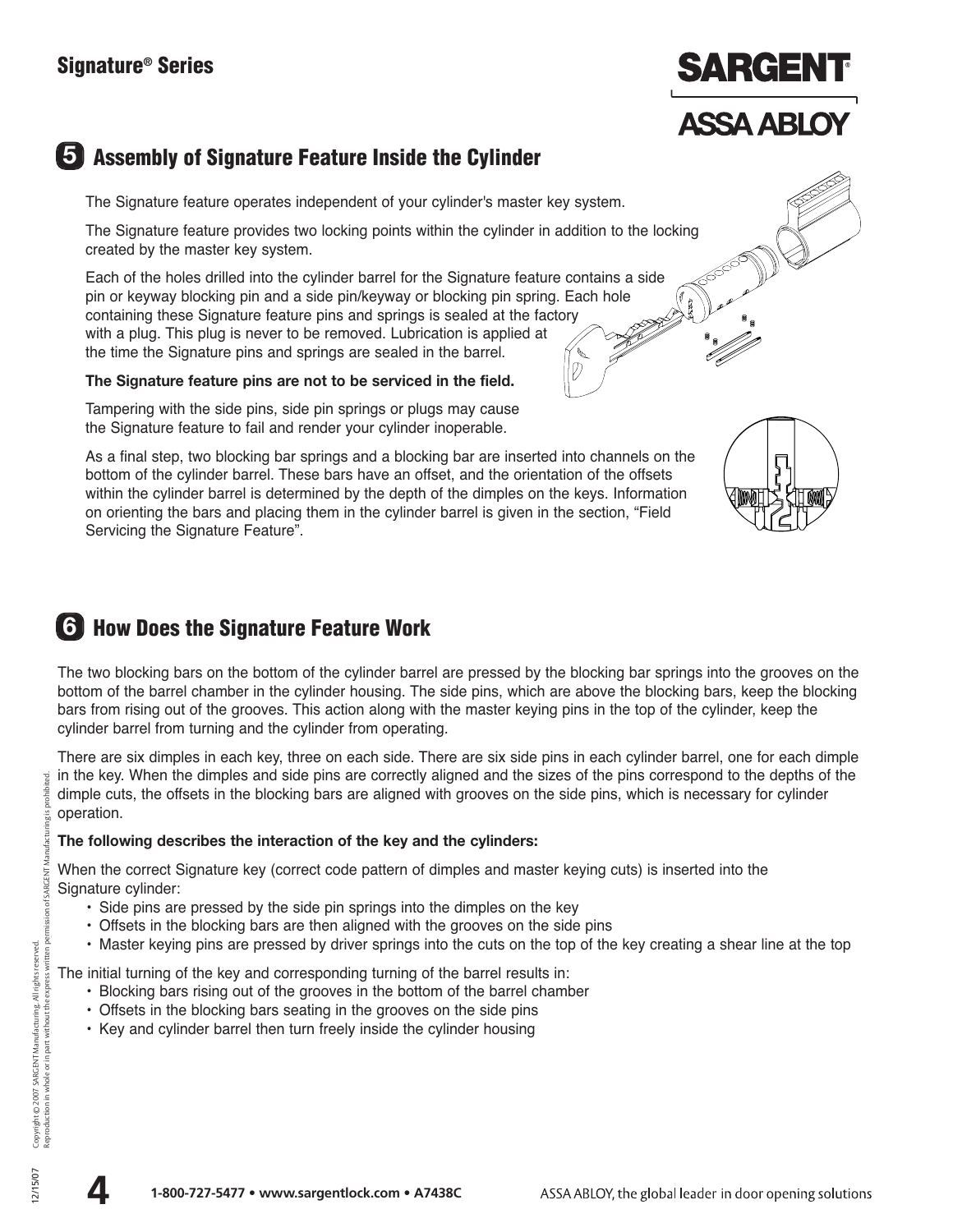## 5 Assembly of Signature Feature Inside the Cylinder

The Signature feature operates independent of your cylinder's master key system.

The Signature feature provides two locking points within the cylinder in addition to the locking created by the master key system.

Each of the holes drilled into the cylinder barrel for the Signature feature contains a side pin or keyway blocking pin and a side pin/keyway or blocking pin spring. Each hole containing these Signature feature pins and springs is sealed at the factory with a plug. This plug is never to be removed. Lubrication is applied at the time the Signature pins and springs are sealed in the barrel.

**The Signature feature pins are not to be serviced in the field.**

Tampering with the side pins, side pin springs or plugs may cause the Signature feature to fail and render your cylinder inoperable.

As a final step, two blocking bar springs and a blocking bar are inserted into channels on the bottom of the cylinder barrel. These bars have an offset, and the orientation of the offsets within the cylinder barrel is determined by the depth of the dimples on the keys. Information on orienting the bars and placing them in the cylinder barrel is given in the section, "Field Servicing the Signature Feature".

## 6 How Does the Signature Feature Work

The two blocking bars on the bottom of the cylinder barrel are pressed by the blocking bar springs into the grooves on the bottom of the barrel chamber in the cylinder housing. The side pins, which are above the blocking bars, keep the blocking bars from rising out of the grooves. This action along with the master keying pins in the top of the cylinder, keep the cylinder barrel from turning and the cylinder from operating.

There are six dimples in each key, three on each side. There are six side pins in each cylinder barrel, one for each dimple in the key. When the dimples and side pins are correctly aligned and the sizes of the pins correspond to the depths of the dimple cuts, the offsets in the blocking bars are aligned with grooves on the side pins, which is necessary for cylinder operation.

**The following describes the interaction of the key and the cylinders:**

When the correct Signature key (correct code pattern of dimples and master keying cuts) is inserted into the Signature cylinder:

- Side pins are pressed by the side pin springs into the dimples on the key
- Offsets in the blocking bars are then aligned with the grooves on the side pins
- Master keying pins are pressed by driver springs into the cuts on the top of the key creating a shear line at the top

The initial turning of the key and corresponding turning of the barrel results in:

- Blocking bars rising out of the grooves in the bottom of the barrel chamber
- Offsets in the blocking bars seating in the grooves on the side pins
- Key and cylinder barrel then turn freely inside the cylinder housing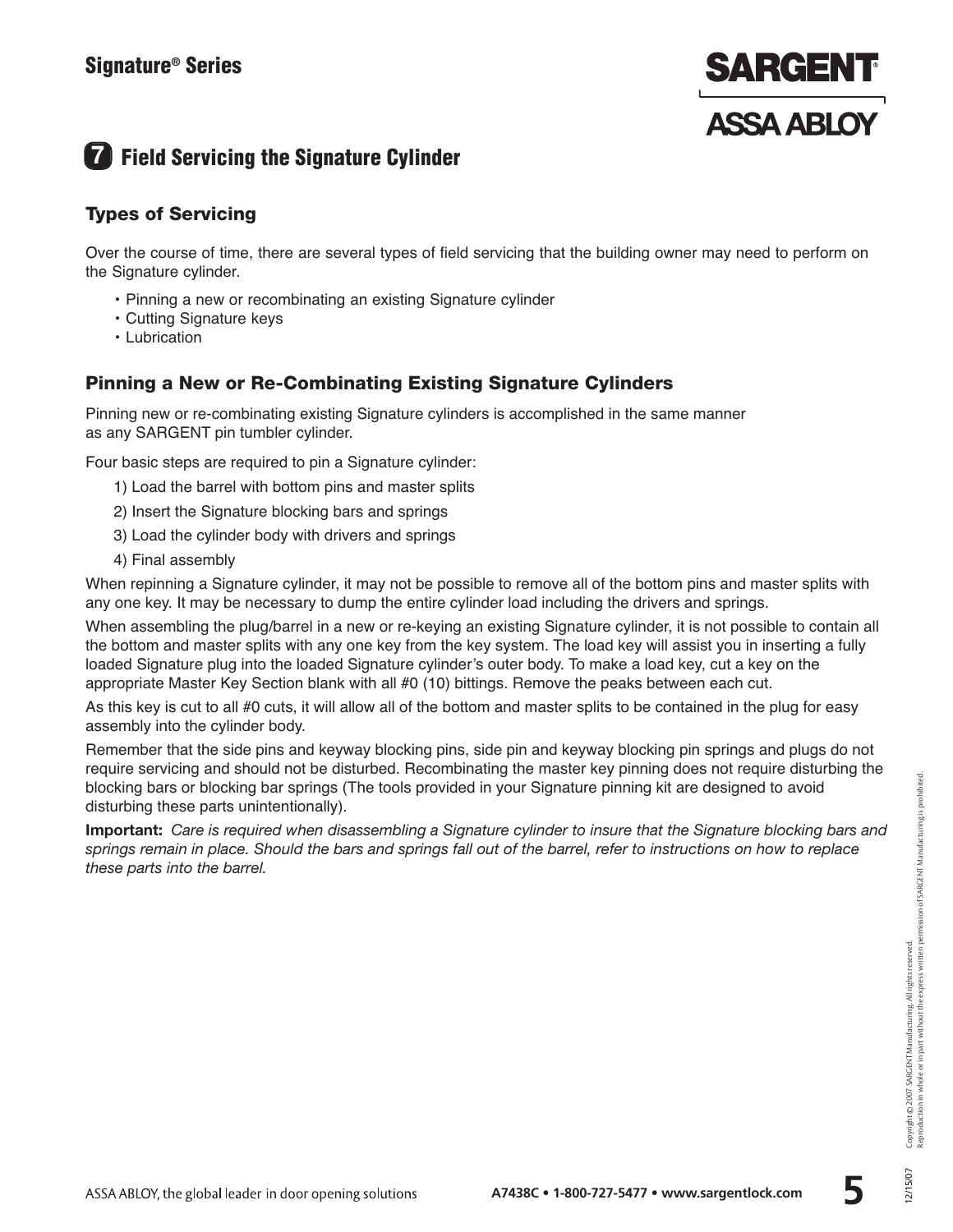## 7 Field Servicing the Signature Cylinder

### Types of Servicing

Over the course of time, there are several types of field servicing that the building owner may need to perform on the Signature cylinder.

- Pinning a new or recombinating an existing Signature cylinder
- Cutting Signature keys
- Lubrication

### Pinning a New or Re-Combinating Existing Signature Cylinders

Pinning new or re-combinating existing Signature cylinders is accomplished in the same manner as any SARGENT pin tumbler cylinder.

Four basic steps are required to pin a Signature cylinder:

1) Load the barrel with bottom pins and master splits
2) Insert the Signature blocking bars and springs
3) Load the cylinder body with drivers and springs
4) Final assembly

When repinning a Signature cylinder, it may not be possible to remove all of the bottom pins and master splits with any one key. It may be necessary to dump the entire cylinder load including the drivers and springs.

When assembling the plug/barrel in a new or re-keying an existing Signature cylinder, it is not possible to contain all the bottom and master splits with any one key from the key system. The load key will assist you in inserting a fully loaded Signature plug into the loaded Signature cylinder's outer body. To make a load key, cut a key on the appropriate Master Key Section blank with all #0 (10) bittings. Remove the peaks between each cut.

As this key is cut to all #0 cuts, it will allow all of the bottom and master splits to be contained in the plug for easy assembly into the cylinder body.

Remember that the side pins and keyway blocking pins, side pin and keyway blocking pin springs and plugs do not require servicing and should not be disturbed. Recombinating the master key pinning does not require disturbing the blocking bars or blocking bar springs (The tools provided in your Signature pinning kit are designed to avoid disturbing these parts unintentionally).

**Important:** *Care is required when disassembling a Signature cylinder to insure that the Signature blocking bars and springs remain in place. Should the bars and springs fall out of the barrel, refer to instructions on how to replace these parts into the barrel.*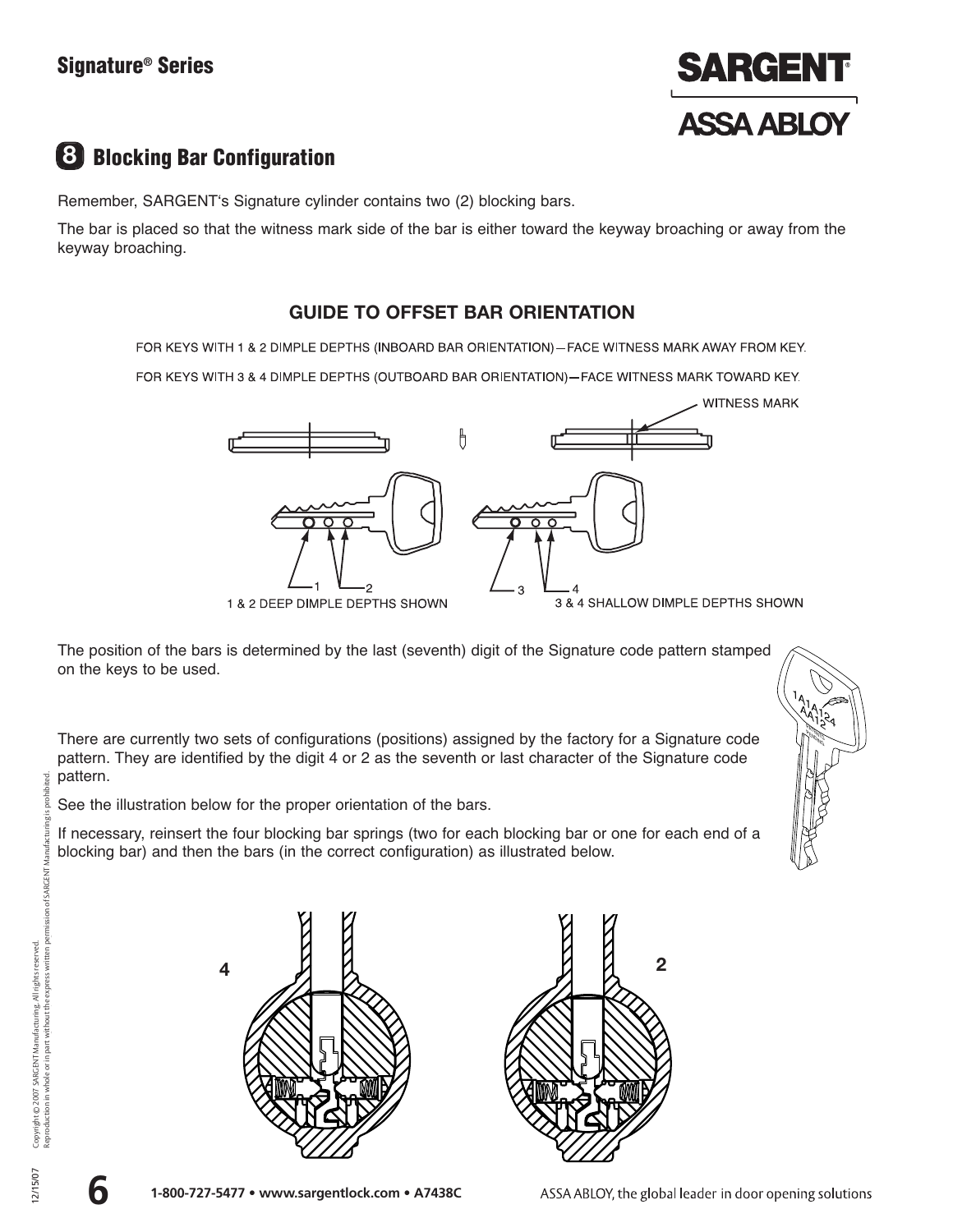## 8 Blocking Bar Configuration

Remember, SARGENT's Signature cylinder contains two (2) blocking bars.

The bar is placed so that the witness mark side of the bar is either toward the keyway broaching or away from the keyway broaching.

### GUIDE TO OFFSET BAR ORIENTATION

FOR KEYS WITH 1 & 2 DIMPLE DEPTHS (INBOARD BAR ORIENTATION)—FACE WITNESS MARK AWAY FROM KEY.

FOR KEYS WITH 3 & 4 DIMPLE DEPTHS (OUTBOARD BAR ORIENTATION)—FACE WITNESS MARK TOWARD KEY.

WITNESS MARK

1 & 2 DEEP DIMPLE DEPTHS SHOWN

3 & 4 SHALLOW DIMPLE DEPTHS SHOWN

The position of the bars is determined by the last (seventh) digit of the Signature code pattern stamped on the keys to be used.

There are currently two sets of configurations (positions) assigned by the factory for a Signature code pattern. They are identified by the digit 4 or 2 as the seventh or last character of the Signature code pattern.

See the illustration below for the proper orientation of the bars.

If necessary, reinsert the four blocking bar springs (two for each blocking bar or one for each end of a blocking bar) and then the bars (in the correct configuration) as illustrated below.

4

2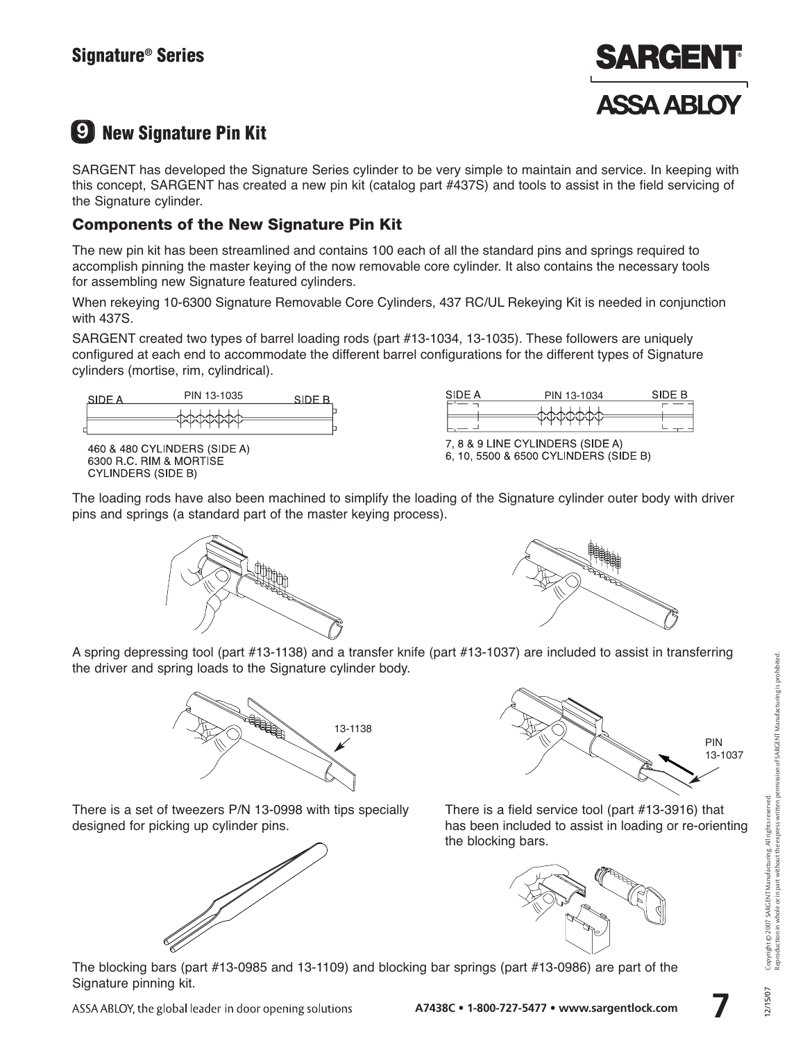## 9 New Signature Pin Kit

SARGENT has developed the Signature Series cylinder to be very simple to maintain and service. In keeping with this concept, SARGENT has created a new pin kit (catalog part #437S) and tools to assist in the field servicing of the Signature cylinder.

### Components of the New Signature Pin Kit

The new pin kit has been streamlined and contains 100 each of all the standard pins and springs required to accomplish pinning the master keying of the now removable core cylinder. It also contains the necessary tools for assembling new Signature featured cylinders.

When rekeying 10-6300 Signature Removable Core Cylinders, 437 RC/UL Rekeying Kit is needed in conjunction with 437S.

SARGENT created two types of barrel loading rods (part #13-1034, 13-1035). These followers are uniquely configured at each end to accommodate the different barrel configurations for the different types of Signature cylinders (mortise, rim, cylindrical).

SIDE A — PIN 13-1035 — SIDE B

460 & 480 CYLINDERS (SIDE A)
6300 R.C. RIM & MORTISE CYLINDERS (SIDE B)

SIDE A — PIN 13-1034 — SIDE B

7, 8 & 9 LINE CYLINDERS (SIDE A)
6, 10, 5500 & 6500 CYLINDERS (SIDE B)

The loading rods have also been machined to simplify the loading of the Signature cylinder outer body with driver pins and springs (a standard part of the master keying process).

A spring depressing tool (part #13-1138) and a transfer knife (part #13-1037) are included to assist in transferring the driver and spring loads to the Signature cylinder body.

13-1138

PIN 13-1037

There is a set of tweezers P/N 13-0998 with tips specially designed for picking up cylinder pins.

There is a field service tool (part #13-3916) that has been included to assist in loading or re-orienting the blocking bars.

The blocking bars (part #13-0985 and 13-1109) and blocking bar springs (part #13-0986) are part of the Signature pinning kit.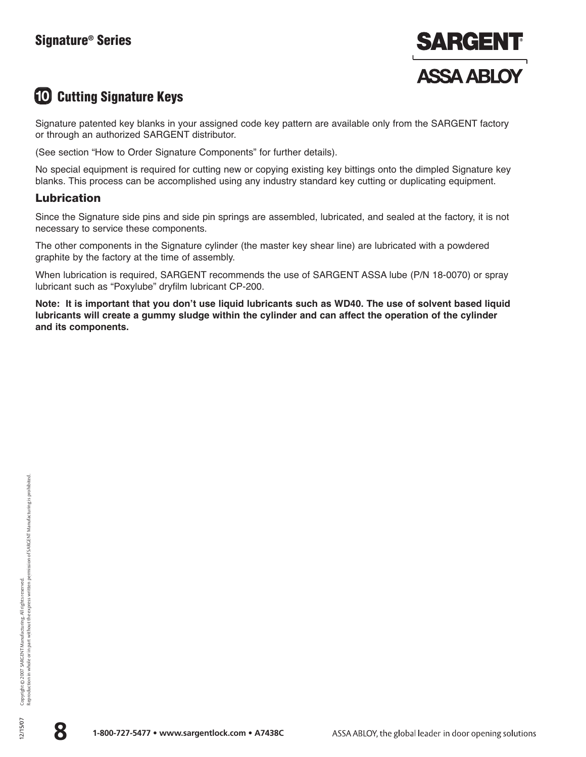## 10 Cutting Signature Keys

Signature patented key blanks in your assigned code key pattern are available only from the SARGENT factory or through an authorized SARGENT distributor.

(See section "How to Order Signature Components" for further details).

No special equipment is required for cutting new or copying existing key bittings onto the dimpled Signature key blanks. This process can be accomplished using any industry standard key cutting or duplicating equipment.

### Lubrication

Since the Signature side pins and side pin springs are assembled, lubricated, and sealed at the factory, it is not necessary to service these components.

The other components in the Signature cylinder (the master key shear line) are lubricated with a powdered graphite by the factory at the time of assembly.

When lubrication is required, SARGENT recommends the use of SARGENT ASSA lube (P/N 18-0070) or spray lubricant such as "Poxylube" dryfilm lubricant CP-200.

**Note: It is important that you don't use liquid lubricants such as WD40. The use of solvent based liquid lubricants will create a gummy sludge within the cylinder and can affect the operation of the cylinder and its components.**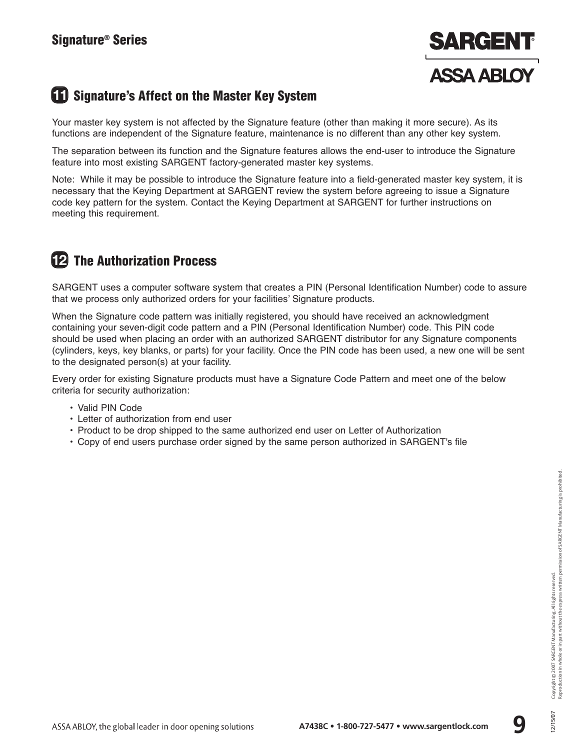## 11 Signature's Affect on the Master Key System

Your master key system is not affected by the Signature feature (other than making it more secure). As its functions are independent of the Signature feature, maintenance is no different than any other key system.

The separation between its function and the Signature features allows the end-user to introduce the Signature feature into most existing SARGENT factory-generated master key systems.

Note: While it may be possible to introduce the Signature feature into a field-generated master key system, it is necessary that the Keying Department at SARGENT review the system before agreeing to issue a Signature code key pattern for the system. Contact the Keying Department at SARGENT for further instructions on meeting this requirement.

## 12 The Authorization Process

SARGENT uses a computer software system that creates a PIN (Personal Identification Number) code to assure that we process only authorized orders for your facilities' Signature products.

When the Signature code pattern was initially registered, you should have received an acknowledgment containing your seven-digit code pattern and a PIN (Personal Identification Number) code. This PIN code should be used when placing an order with an authorized SARGENT distributor for any Signature components (cylinders, keys, key blanks, or parts) for your facility. Once the PIN code has been used, a new one will be sent to the designated person(s) at your facility.

Every order for existing Signature products must have a Signature Code Pattern and meet one of the below criteria for security authorization:

- Valid PIN Code
- Letter of authorization from end user
- Product to be drop shipped to the same authorized end user on Letter of Authorization
- Copy of end users purchase order signed by the same person authorized in SARGENT's file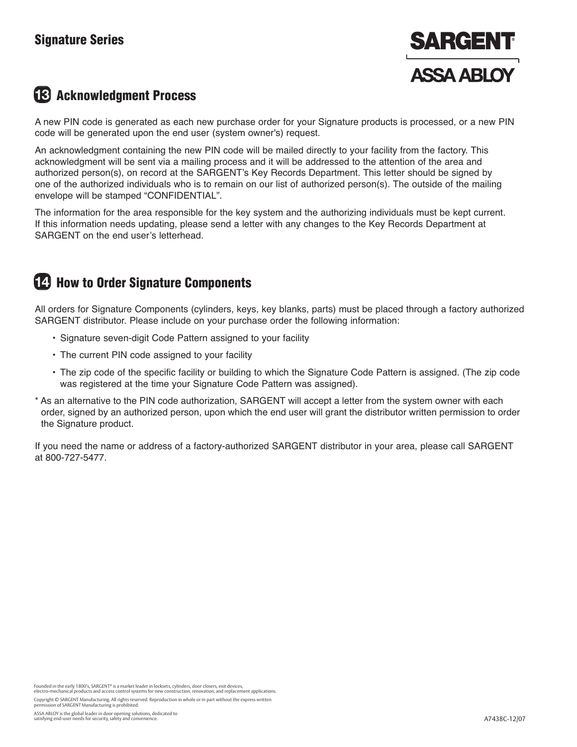## 13 Acknowledgment Process

A new PIN code is generated as each new purchase order for your Signature products is processed, or a new PIN code will be generated upon the end user (system owner's) request.

An acknowledgment containing the new PIN code will be mailed directly to your facility from the factory. This acknowledgment will be sent via a mailing process and it will be addressed to the attention of the area and authorized person(s), on record at the SARGENT's Key Records Department. This letter should be signed by one of the authorized individuals who is to remain on our list of authorized person(s). The outside of the mailing envelope will be stamped "CONFIDENTIAL".

The information for the area responsible for the key system and the authorizing individuals must be kept current. If this information needs updating, please send a letter with any changes to the Key Records Department at SARGENT on the end user's letterhead.

## 14 How to Order Signature Components

All orders for Signature Components (cylinders, keys, key blanks, parts) must be placed through a factory authorized SARGENT distributor. Please include on your purchase order the following information:

- Signature seven-digit Code Pattern assigned to your facility
- The current PIN code assigned to your facility
- The zip code of the specific facility or building to which the Signature Code Pattern is assigned. (The zip code was registered at the time your Signature Code Pattern was assigned).

* As an alternative to the PIN code authorization, SARGENT will accept a letter from the system owner with each order, signed by an authorized person, upon which the end user will grant the distributor written permission to order the Signature product.

If you need the name or address of a factory-authorized SARGENT distributor in your area, please call SARGENT at 800-727-5477.

Founded in the early 1800's, SARGENT® is a market leader in locksets, cylinders, door closers, exit devices, electro-mechanical products and access control systems for new construction, renovation, and replacement applications.

Copyright © SARGENT Manufacturing. All rights reserved. Reproduction in whole or in part without the express written permission of SARGENT Manufacturing is prohibited.

ASSA ABLOY is the global leader in door opening solutions, dedicated to satisfying end-user needs for security, safety and convenience.

A7438C-12/07